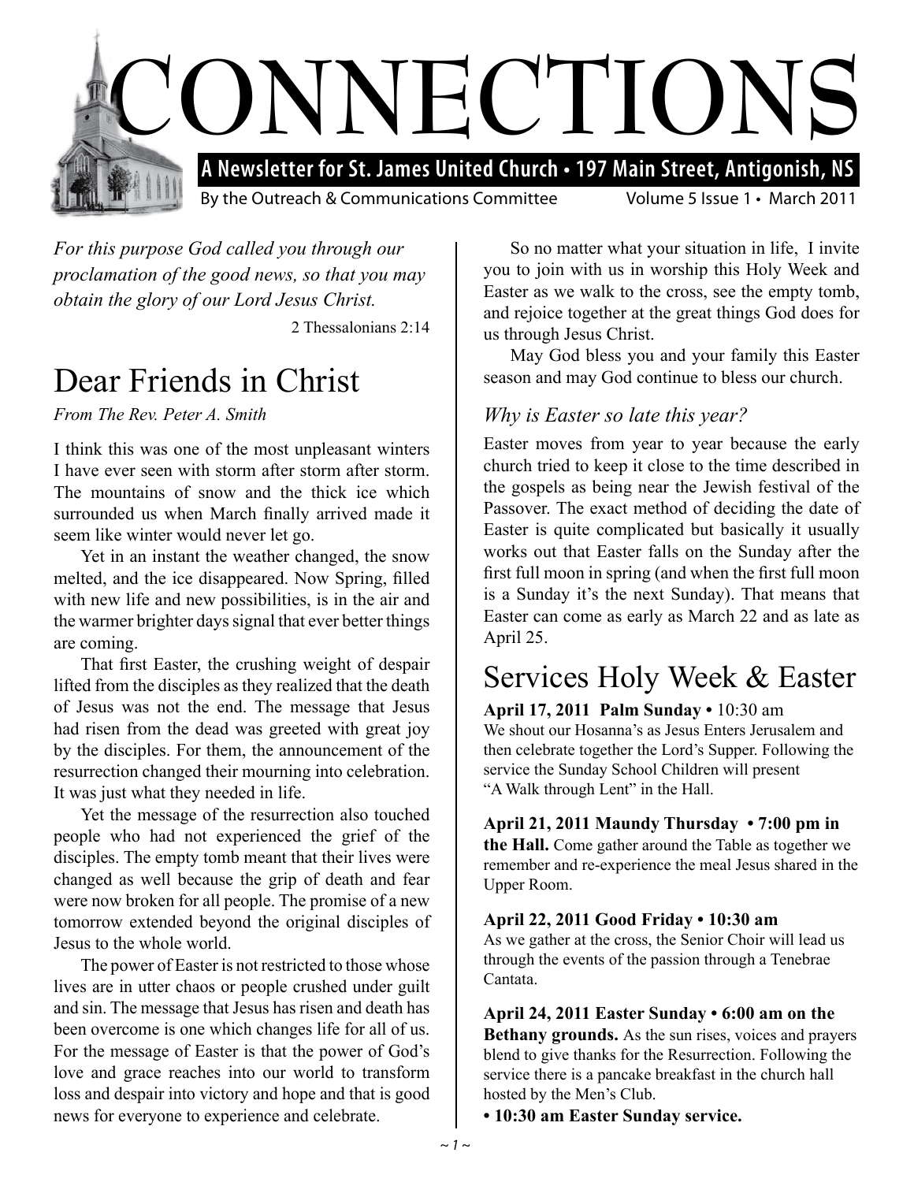# CONNECTIONS

**A Newsletter for St. James United Church • 197 Main Street, Antigonish, NS**

By the Outreach & Communications Committee Volume 5 Issue 1 • March 2011

*For this purpose God called you through our proclamation of the good news, so that you may obtain the glory of our Lord Jesus Christ.*

2 Thessalonians 2:14

## Dear Friends in Christ

*From The Rev. Peter A. Smith*

I think this was one of the most unpleasant winters I have ever seen with storm after storm after storm. The mountains of snow and the thick ice which surrounded us when March finally arrived made it seem like winter would never let go.

Yet in an instant the weather changed, the snow melted, and the ice disappeared. Now Spring, filled with new life and new possibilities, is in the air and the warmer brighter days signal that ever better things are coming.

That first Easter, the crushing weight of despair lifted from the disciples as they realized that the death of Jesus was not the end. The message that Jesus had risen from the dead was greeted with great joy by the disciples. For them, the announcement of the resurrection changed their mourning into celebration. It was just what they needed in life.

Yet the message of the resurrection also touched people who had not experienced the grief of the disciples. The empty tomb meant that their lives were changed as well because the grip of death and fear were now broken for all people. The promise of a new tomorrow extended beyond the original disciples of Jesus to the whole world.

The power of Easter is not restricted to those whose lives are in utter chaos or people crushed under guilt and sin. The message that Jesus has risen and death has been overcome is one which changes life for all of us. For the message of Easter is that the power of God's love and grace reaches into our world to transform loss and despair into victory and hope and that is good news for everyone to experience and celebrate.

So no matter what your situation in life, I invite you to join with us in worship this Holy Week and Easter as we walk to the cross, see the empty tomb, and rejoice together at the great things God does for us through Jesus Christ.

May God bless you and your family this Easter season and may God continue to bless our church.

### *Why is Easter so late this year?*

Easter moves from year to year because the early church tried to keep it close to the time described in the gospels as being near the Jewish festival of the Passover. The exact method of deciding the date of Easter is quite complicated but basically it usually works out that Easter falls on the Sunday after the first full moon in spring (and when the first full moon is a Sunday it's the next Sunday). That means that Easter can come as early as March 22 and as late as April 25.

## Services Holy Week & Easter

**April 17, 2011 Palm Sunday •** 10:30 am
We shout our Hosanna's as Jesus Enters Jerusalem and then celebrate together the Lord's Supper. Following the service the Sunday School Children will present "A Walk through Lent" in the Hall.

**April 21, 2011 Maundy Thursday • 7:00 pm in the Hall.** Come gather around the Table as together we remember and re-experience the meal Jesus shared in the Upper Room.

**April 22, 2011 Good Friday • 10:30 am**
As we gather at the cross, the Senior Choir will lead us through the events of the passion through a Tenebrae Cantata.

**April 24, 2011 Easter Sunday • 6:00 am on the Bethany grounds.** As the sun rises, voices and prayers blend to give thanks for the Resurrection. Following the service there is a pancake breakfast in the church hall hosted by the Men's Club.

**• 10:30 am Easter Sunday service.**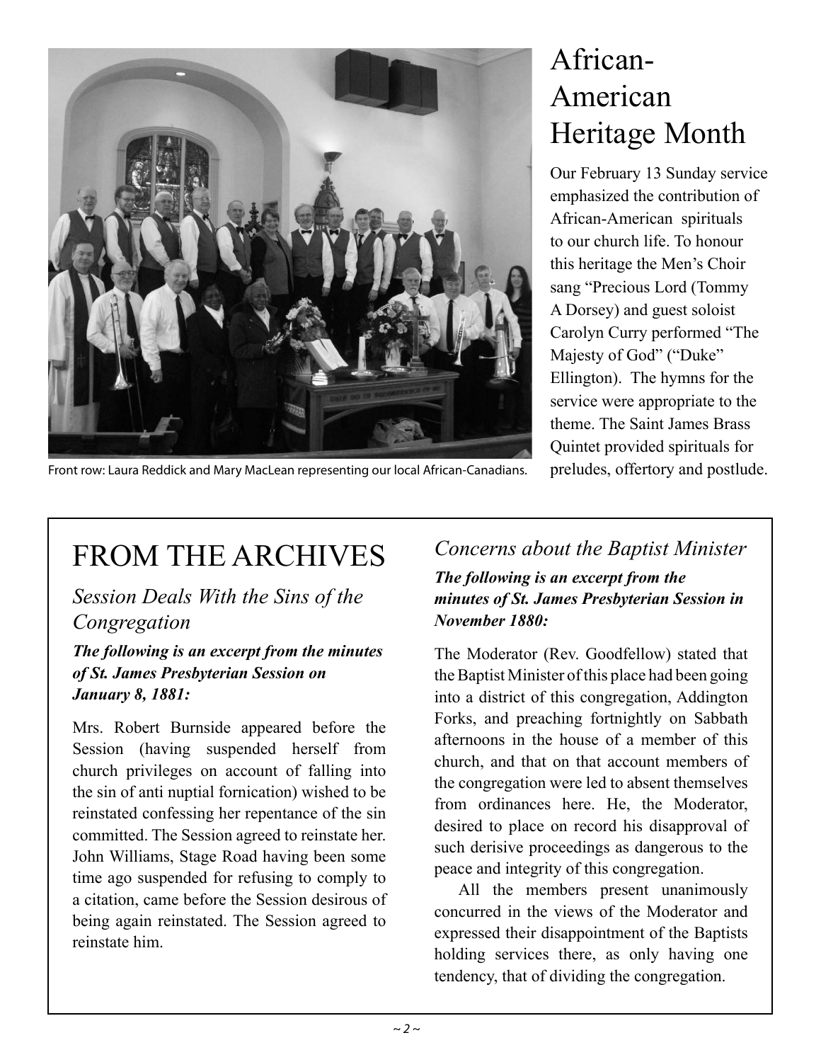Front row: Laura Reddick and Mary MacLean representing our local African-Canadians.

# African-American Heritage Month

Our February 13 Sunday service emphasized the contribution of African-American spirituals to our church life. To honour this heritage the Men's Choir sang "Precious Lord (Tommy A Dorsey) and guest soloist Carolyn Curry performed "The Majesty of God" ("Duke" Ellington). The hymns for the service were appropriate to the theme. The Saint James Brass Quintet provided spirituals for preludes, offertory and postlude.

# FROM THE ARCHIVES

## *Session Deals With the Sins of the Congregation*

***The following is an excerpt from the minutes of St. James Presbyterian Session on January 8, 1881:***

Mrs. Robert Burnside appeared before the Session (having suspended herself from church privileges on account of falling into the sin of anti nuptial fornication) wished to be reinstated confessing her repentance of the sin committed. The Session agreed to reinstate her. John Williams, Stage Road having been some time ago suspended for refusing to comply to a citation, came before the Session desirous of being again reinstated. The Session agreed to reinstate him.

## *Concerns about the Baptist Minister*

***The following is an excerpt from the minutes of St. James Presbyterian Session in November 1880:***

The Moderator (Rev. Goodfellow) stated that the Baptist Minister of this place had been going into a district of this congregation, Addington Forks, and preaching fortnightly on Sabbath afternoons in the house of a member of this church, and that on that account members of the congregation were led to absent themselves from ordinances here. He, the Moderator, desired to place on record his disapproval of such derisive proceedings as dangerous to the peace and integrity of this congregation.

All the members present unanimously concurred in the views of the Moderator and expressed their disappointment of the Baptists holding services there, as only having one tendency, that of dividing the congregation.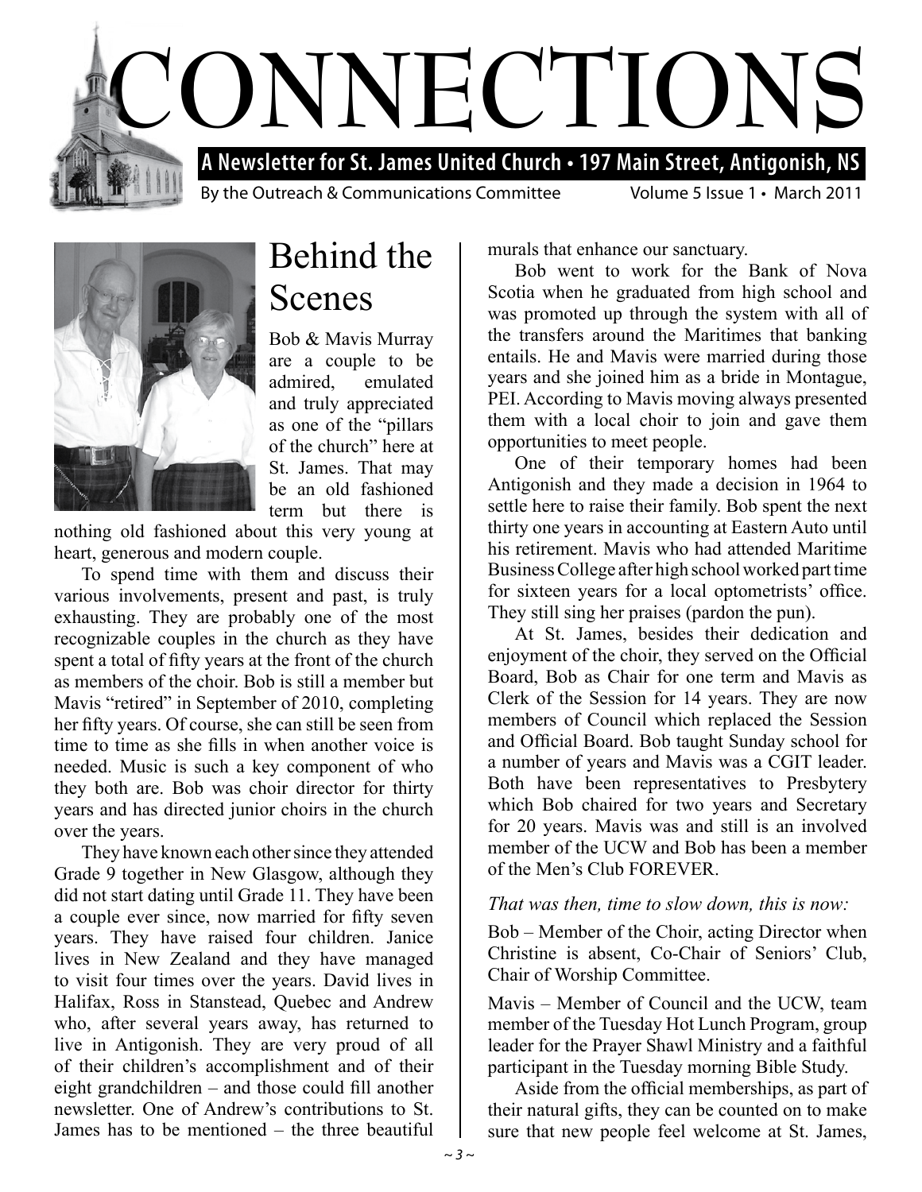# CONNECTIONS

**A Newsletter for St. James United Church • 197 Main Street, Antigonish, NS**

By the Outreach & Communications Committee Volume 5 Issue 1 • March 2011

## Behind the Scenes

Bob & Mavis Murray are a couple to be admired, emulated and truly appreciated as one of the "pillars of the church" here at St. James. That may be an old fashioned term but there is nothing old fashioned about this very young at heart, generous and modern couple.

To spend time with them and discuss their various involvements, present and past, is truly exhausting. They are probably one of the most recognizable couples in the church as they have spent a total of fifty years at the front of the church as members of the choir. Bob is still a member but Mavis "retired" in September of 2010, completing her fifty years. Of course, she can still be seen from time to time as she fills in when another voice is needed. Music is such a key component of who they both are. Bob was choir director for thirty years and has directed junior choirs in the church over the years.

They have known each other since they attended Grade 9 together in New Glasgow, although they did not start dating until Grade 11. They have been a couple ever since, now married for fifty seven years. They have raised four children. Janice lives in New Zealand and they have managed to visit four times over the years. David lives in Halifax, Ross in Stanstead, Quebec and Andrew who, after several years away, has returned to live in Antigonish. They are very proud of all of their children's accomplishment and of their eight grandchildren – and those could fill another newsletter. One of Andrew's contributions to St. James has to be mentioned – the three beautiful murals that enhance our sanctuary.

Bob went to work for the Bank of Nova Scotia when he graduated from high school and was promoted up through the system with all of the transfers around the Maritimes that banking entails. He and Mavis were married during those years and she joined him as a bride in Montague, PEI. According to Mavis moving always presented them with a local choir to join and gave them opportunities to meet people.

One of their temporary homes had been Antigonish and they made a decision in 1964 to settle here to raise their family. Bob spent the next thirty one years in accounting at Eastern Auto until his retirement. Mavis who had attended Maritime Business College after high school worked part time for sixteen years for a local optometrists' office. They still sing her praises (pardon the pun).

At St. James, besides their dedication and enjoyment of the choir, they served on the Official Board, Bob as Chair for one term and Mavis as Clerk of the Session for 14 years. They are now members of Council which replaced the Session and Official Board. Bob taught Sunday school for a number of years and Mavis was a CGIT leader. Both have been representatives to Presbytery which Bob chaired for two years and Secretary for 20 years. Mavis was and still is an involved member of the UCW and Bob has been a member of the Men's Club FOREVER.

*That was then, time to slow down, this is now:*

Bob – Member of the Choir, acting Director when Christine is absent, Co-Chair of Seniors' Club, Chair of Worship Committee.

Mavis – Member of Council and the UCW, team member of the Tuesday Hot Lunch Program, group leader for the Prayer Shawl Ministry and a faithful participant in the Tuesday morning Bible Study.

Aside from the official memberships, as part of their natural gifts, they can be counted on to make sure that new people feel welcome at St. James,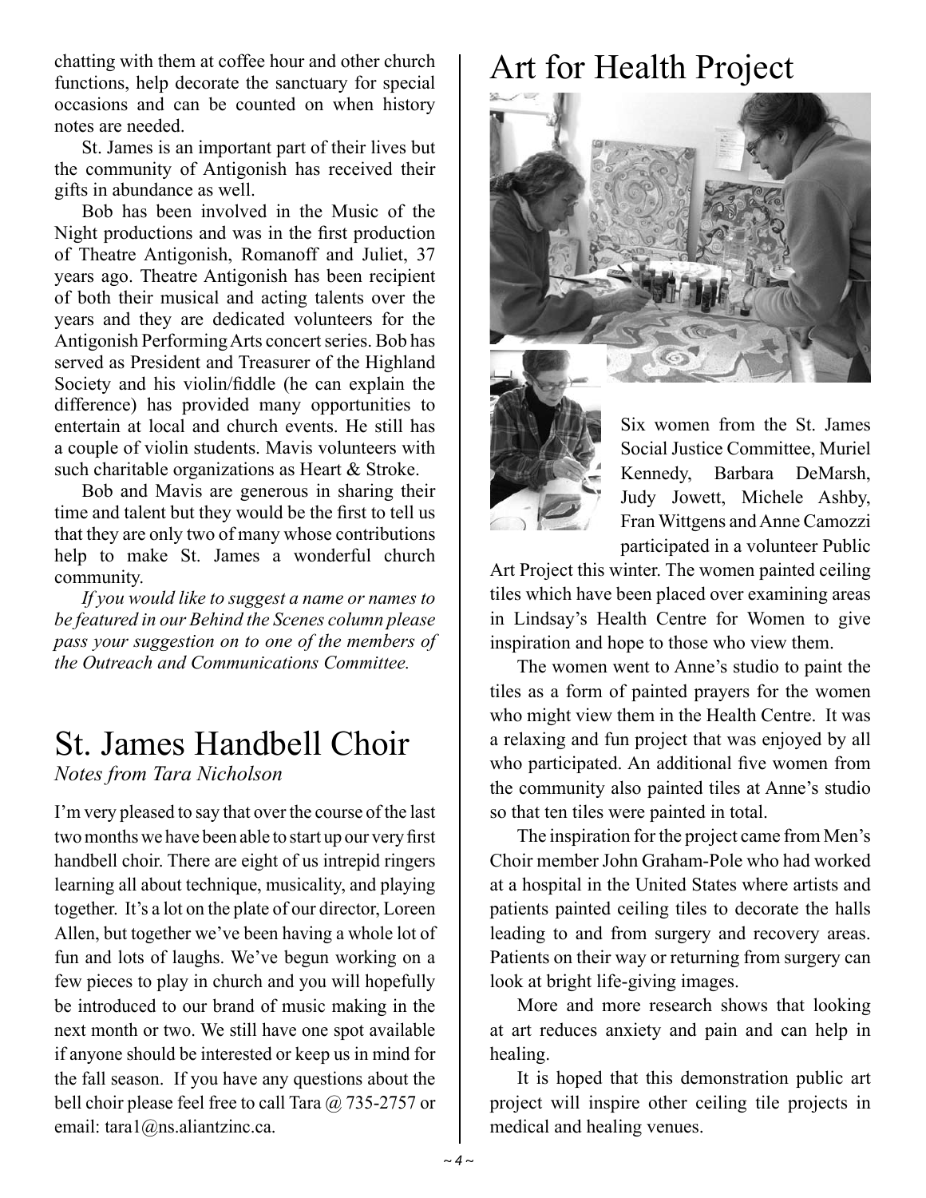chatting with them at coffee hour and other church functions, help decorate the sanctuary for special occasions and can be counted on when history notes are needed.

St. James is an important part of their lives but the community of Antigonish has received their gifts in abundance as well.

Bob has been involved in the Music of the Night productions and was in the first production of Theatre Antigonish, Romanoff and Juliet, 37 years ago. Theatre Antigonish has been recipient of both their musical and acting talents over the years and they are dedicated volunteers for the Antigonish Performing Arts concert series. Bob has served as President and Treasurer of the Highland Society and his violin/fiddle (he can explain the difference) has provided many opportunities to entertain at local and church events. He still has a couple of violin students. Mavis volunteers with such charitable organizations as Heart & Stroke.

Bob and Mavis are generous in sharing their time and talent but they would be the first to tell us that they are only two of many whose contributions help to make St. James a wonderful church community.

*If you would like to suggest a name or names to be featured in our Behind the Scenes column please pass your suggestion on to one of the members of the Outreach and Communications Committee.*

# St. James Handbell Choir

*Notes from Tara Nicholson*

I'm very pleased to say that over the course of the last two months we have been able to start up our very first handbell choir. There are eight of us intrepid ringers learning all about technique, musicality, and playing together. It's a lot on the plate of our director, Loreen Allen, but together we've been having a whole lot of fun and lots of laughs. We've begun working on a few pieces to play in church and you will hopefully be introduced to our brand of music making in the next month or two. We still have one spot available if anyone should be interested or keep us in mind for the fall season. If you have any questions about the bell choir please feel free to call Tara @ 735-2757 or email: tara1@ns.aliantzinc.ca.

# Art for Health Project

Six women from the St. James Social Justice Committee, Muriel Kennedy, Barbara DeMarsh, Judy Jowett, Michele Ashby, Fran Wittgens and Anne Camozzi participated in a volunteer Public Art Project this winter. The women painted ceiling tiles which have been placed over examining areas in Lindsay's Health Centre for Women to give inspiration and hope to those who view them.

The women went to Anne's studio to paint the tiles as a form of painted prayers for the women who might view them in the Health Centre. It was a relaxing and fun project that was enjoyed by all who participated. An additional five women from the community also painted tiles at Anne's studio so that ten tiles were painted in total.

The inspiration for the project came from Men's Choir member John Graham-Pole who had worked at a hospital in the United States where artists and patients painted ceiling tiles to decorate the halls leading to and from surgery and recovery areas. Patients on their way or returning from surgery can look at bright life-giving images.

More and more research shows that looking at art reduces anxiety and pain and can help in healing.

It is hoped that this demonstration public art project will inspire other ceiling tile projects in medical and healing venues.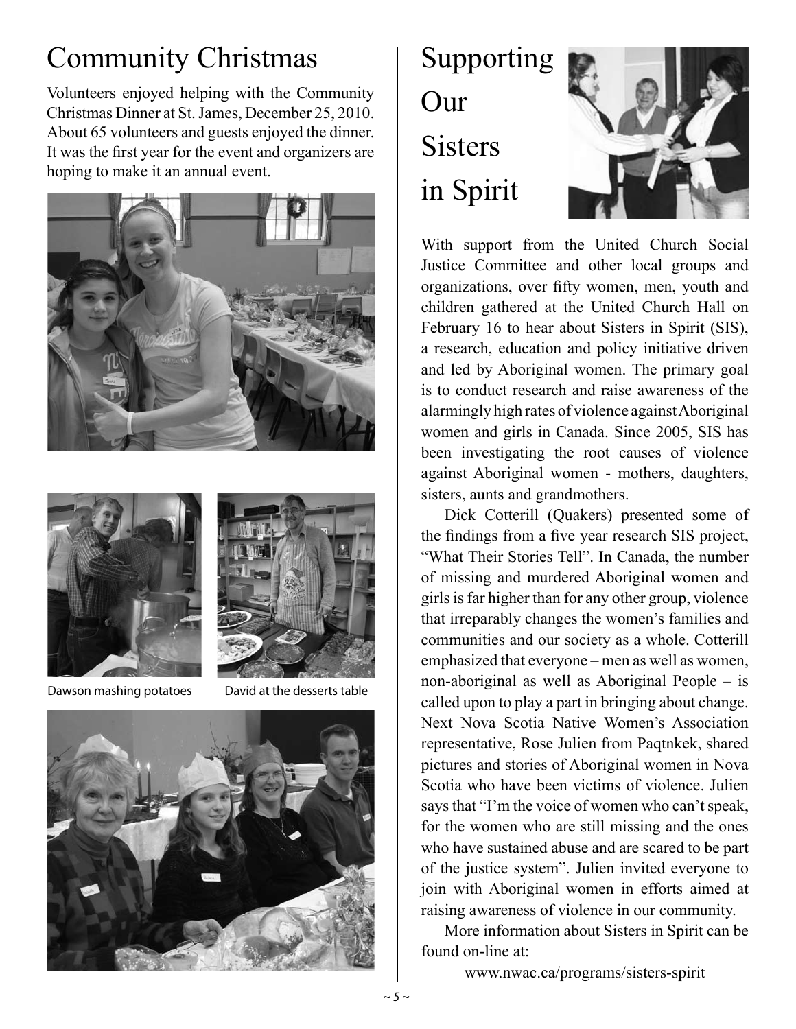# Community Christmas

Volunteers enjoyed helping with the Community Christmas Dinner at St. James, December 25, 2010. About 65 volunteers and guests enjoyed the dinner. It was the first year for the event and organizers are hoping to make it an annual event.

Dawson mashing potatoes

David at the desserts table

# Supporting Our Sisters in Spirit

With support from the United Church Social Justice Committee and other local groups and organizations, over fifty women, men, youth and children gathered at the United Church Hall on February 16 to hear about Sisters in Spirit (SIS), a research, education and policy initiative driven and led by Aboriginal women. The primary goal is to conduct research and raise awareness of the alarmingly high rates of violence against Aboriginal women and girls in Canada. Since 2005, SIS has been investigating the root causes of violence against Aboriginal women - mothers, daughters, sisters, aunts and grandmothers.

Dick Cotterill (Quakers) presented some of the findings from a five year research SIS project, "What Their Stories Tell". In Canada, the number of missing and murdered Aboriginal women and girls is far higher than for any other group, violence that irreparably changes the women's families and communities and our society as a whole. Cotterill emphasized that everyone – men as well as women, non-aboriginal as well as Aboriginal People – is called upon to play a part in bringing about change. Next Nova Scotia Native Women's Association representative, Rose Julien from Paqtnkek, shared pictures and stories of Aboriginal women in Nova Scotia who have been victims of violence. Julien says that "I'm the voice of women who can't speak, for the women who are still missing and the ones who have sustained abuse and are scared to be part of the justice system". Julien invited everyone to join with Aboriginal women in efforts aimed at raising awareness of violence in our community.

More information about Sisters in Spirit can be found on-line at:

www.nwac.ca/programs/sisters-spirit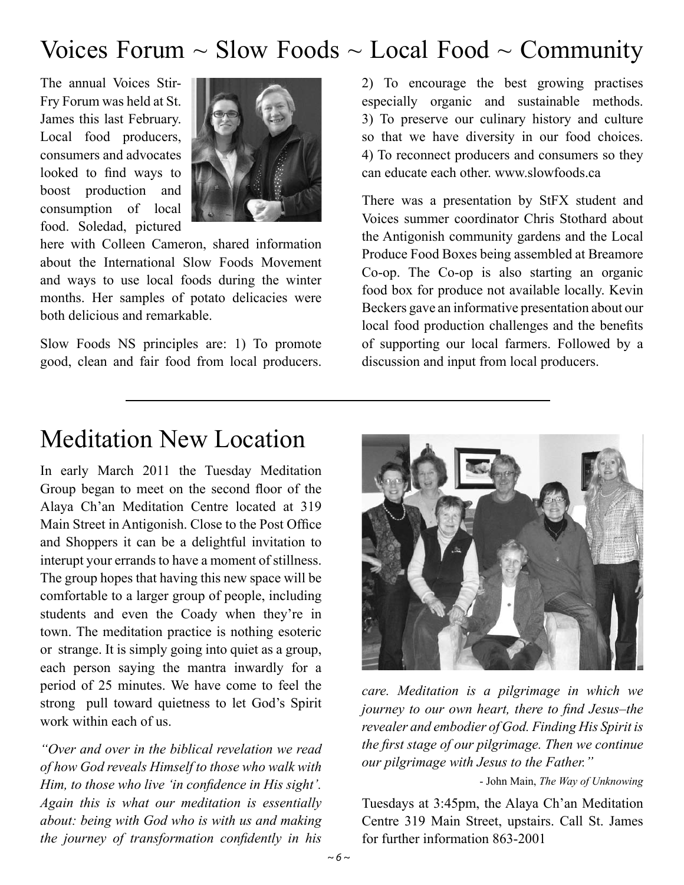# Voices Forum ~ Slow Foods ~ Local Food ~ Community

The annual Voices Stir-Fry Forum was held at St. James this last February. Local food producers, consumers and advocates looked to find ways to boost production and consumption of local food. Soledad, pictured here with Colleen Cameron, shared information about the International Slow Foods Movement and ways to use local foods during the winter months. Her samples of potato delicacies were both delicious and remarkable.

Slow Foods NS principles are: 1) To promote good, clean and fair food from local producers. 2) To encourage the best growing practises especially organic and sustainable methods. 3) To preserve our culinary history and culture so that we have diversity in our food choices. 4) To reconnect producers and consumers so they can educate each other. www.slowfoods.ca

There was a presentation by StFX student and Voices summer coordinator Chris Stothard about the Antigonish community gardens and the Local Produce Food Boxes being assembled at Breamore Co-op. The Co-op is also starting an organic food box for produce not available locally. Kevin Beckers gave an informative presentation about our local food production challenges and the benefits of supporting our local farmers. Followed by a discussion and input from local producers.

---

# Meditation New Location

In early March 2011 the Tuesday Meditation Group began to meet on the second floor of the Alaya Ch'an Meditation Centre located at 319 Main Street in Antigonish. Close to the Post Office and Shoppers it can be a delightful invitation to interupt your errands to have a moment of stillness. The group hopes that having this new space will be comfortable to a larger group of people, including students and even the Coady when they're in town. The meditation practice is nothing esoteric or strange. It is simply going into quiet as a group, each person saying the mantra inwardly for a period of 25 minutes. We have come to feel the strong pull toward quietness to let God's Spirit work within each of us.

*"Over and over in the biblical revelation we read of how God reveals Himself to those who walk with Him, to those who live 'in confidence in His sight'. Again this is what our meditation is essentially about: being with God who is with us and making the journey of transformation confidently in his care. Meditation is a pilgrimage in which we journey to our own heart, there to find Jesus–the revealer and embodier of God. Finding His Spirit is the first stage of our pilgrimage. Then we continue our pilgrimage with Jesus to the Father."*

- John Main, *The Way of Unknowing*

Tuesdays at 3:45pm, the Alaya Ch'an Meditation Centre 319 Main Street, upstairs. Call St. James for further information 863-2001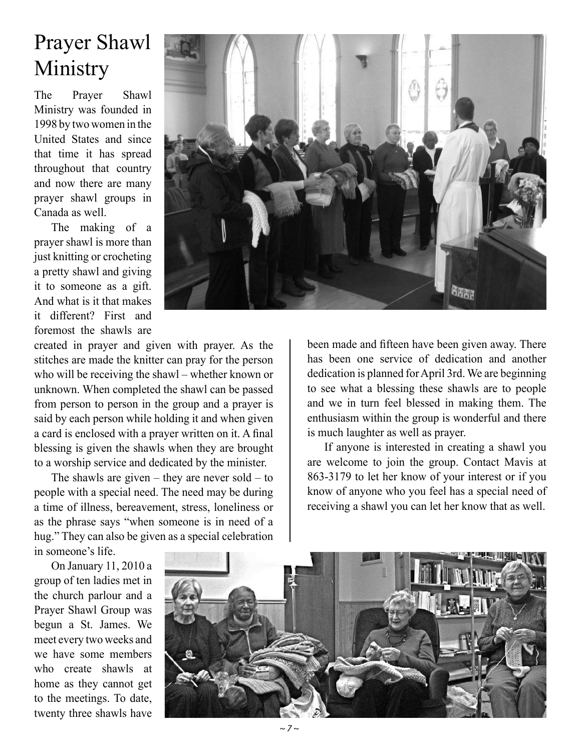# Prayer Shawl Ministry

The Prayer Shawl Ministry was founded in 1998 by two women in the United States and since that time it has spread throughout that country and now there are many prayer shawl groups in Canada as well.

The making of a prayer shawl is more than just knitting or crocheting a pretty shawl and giving it to someone as a gift. And what is it that makes it different? First and foremost the shawls are created in prayer and given with prayer. As the stitches are made the knitter can pray for the person who will be receiving the shawl – whether known or unknown. When completed the shawl can be passed from person to person in the group and a prayer is said by each person while holding it and when given a card is enclosed with a prayer written on it. A final blessing is given the shawls when they are brought to a worship service and dedicated by the minister.

The shawls are given – they are never sold – to people with a special need. The need may be during a time of illness, bereavement, stress, loneliness or as the phrase says "when someone is in need of a hug." They can also be given as a special celebration in someone's life.

On January 11, 2010 a group of ten ladies met in the church parlour and a Prayer Shawl Group was begun a St. James. We meet every two weeks and we have some members who create shawls at home as they cannot get to the meetings. To date, twenty three shawls have been made and fifteen have been given away. There has been one service of dedication and another dedication is planned for April 3rd. We are beginning to see what a blessing these shawls are to people and we in turn feel blessed in making them. The enthusiasm within the group is wonderful and there is much laughter as well as prayer.

If anyone is interested in creating a shawl you are welcome to join the group. Contact Mavis at 863-3179 to let her know of your interest or if you know of anyone who you feel has a special need of receiving a shawl you can let her know that as well.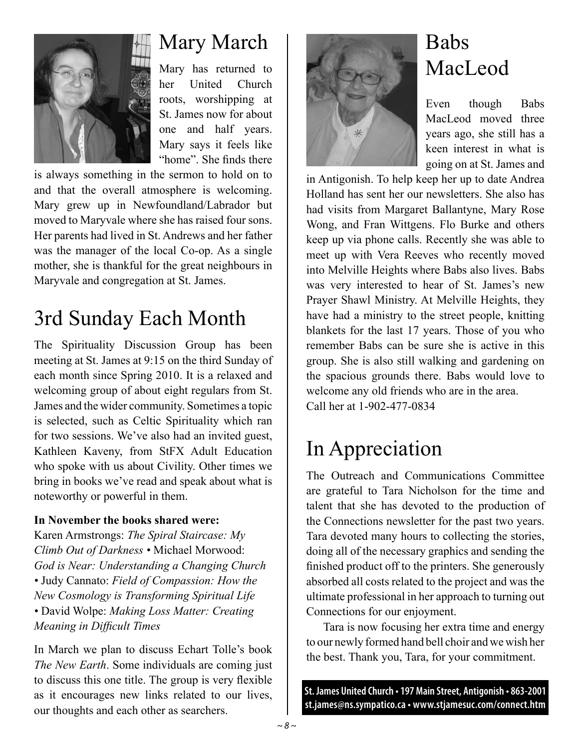# Mary March

Mary has returned to her United Church roots, worshipping at St. James now for about one and half years. Mary says it feels like "home". She finds there is always something in the sermon to hold on to and that the overall atmosphere is welcoming. Mary grew up in Newfoundland/Labrador but moved to Maryvale where she has raised four sons. Her parents had lived in St. Andrews and her father was the manager of the local Co-op. As a single mother, she is thankful for the great neighbours in Maryvale and congregation at St. James.

# 3rd Sunday Each Month

The Spirituality Discussion Group has been meeting at St. James at 9:15 on the third Sunday of each month since Spring 2010. It is a relaxed and welcoming group of about eight regulars from St. James and the wider community. Sometimes a topic is selected, such as Celtic Spirituality which ran for two sessions. We've also had an invited guest, Kathleen Kaveny, from StFX Adult Education who spoke with us about Civility. Other times we bring in books we've read and speak about what is noteworthy or powerful in them.

**In November the books shared were:**
Karen Armstrongs: *The Spiral Staircase: My Climb Out of Darkness* • Michael Morwood: *God is Near: Understanding a Changing Church* • Judy Cannato: *Field of Compassion: How the New Cosmology is Transforming Spiritual Life* • David Wolpe: *Making Loss Matter: Creating Meaning in Difficult Times*

In March we plan to discuss Echart Tolle's book *The New Earth*. Some individuals are coming just to discuss this one title. The group is very flexible as it encourages new links related to our lives, our thoughts and each other as searchers.

# Babs MacLeod

Even though Babs MacLeod moved three years ago, she still has a keen interest in what is going on at St. James and in Antigonish. To help keep her up to date Andrea Holland has sent her our newsletters. She also has had visits from Margaret Ballantyne, Mary Rose Wong, and Fran Wittgens. Flo Burke and others keep up via phone calls. Recently she was able to meet up with Vera Reeves who recently moved into Melville Heights where Babs also lives. Babs was very interested to hear of St. James's new Prayer Shawl Ministry. At Melville Heights, they have had a ministry to the street people, knitting blankets for the last 17 years. Those of you who remember Babs can be sure she is active in this group. She is also still walking and gardening on the spacious grounds there. Babs would love to welcome any old friends who are in the area.
Call her at 1-902-477-0834

# In Appreciation

The Outreach and Communications Committee are grateful to Tara Nicholson for the time and talent that she has devoted to the production of the Connections newsletter for the past two years. Tara devoted many hours to collecting the stories, doing all of the necessary graphics and sending the finished product off to the printers. She generously absorbed all costs related to the project and was the ultimate professional in her approach to turning out Connections for our enjoyment.

Tara is now focusing her extra time and energy to our newly formed hand bell choir and we wish her the best. Thank you, Tara, for your commitment.

**St. James United Church • 197 Main Street, Antigonish • 863-2001**
**st.james@ns.sympatico.ca • www.stjamesuc.com/connect.htm**